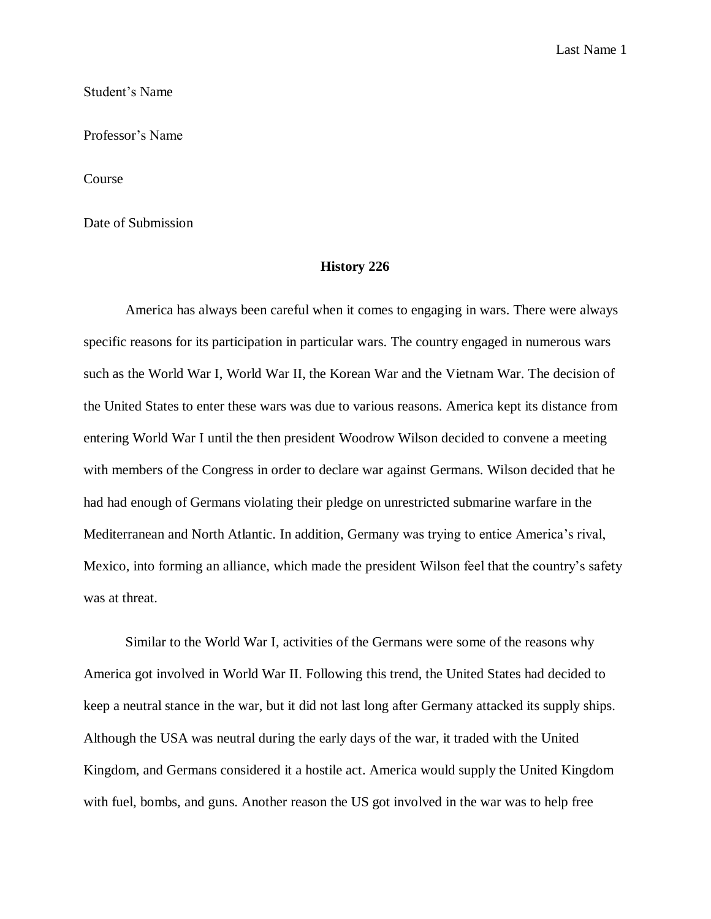Student's Name

Professor's Name

Course

Date of Submission

**History 226**

America has always been careful when it comes to engaging in wars. There were always specific reasons for its participation in particular wars. The country engaged in numerous wars such as the World War I, World War II, the Korean War and the Vietnam War. The decision of the United States to enter these wars was due to various reasons. America kept its distance from entering World War I until the then president Woodrow Wilson decided to convene a meeting with members of the Congress in order to declare war against Germans. Wilson decided that he had had enough of Germans violating their pledge on unrestricted submarine warfare in the Mediterranean and North Atlantic. In addition, Germany was trying to entice America's rival, Mexico, into forming an alliance, which made the president Wilson feel that the country's safety was at threat.

Similar to the World War I, activities of the Germans were some of the reasons why America got involved in World War II. Following this trend, the United States had decided to keep a neutral stance in the war, but it did not last long after Germany attacked its supply ships. Although the USA was neutral during the early days of the war, it traded with the United Kingdom, and Germans considered it a hostile act. America would supply the United Kingdom with fuel, bombs, and guns. Another reason the US got involved in the war was to help free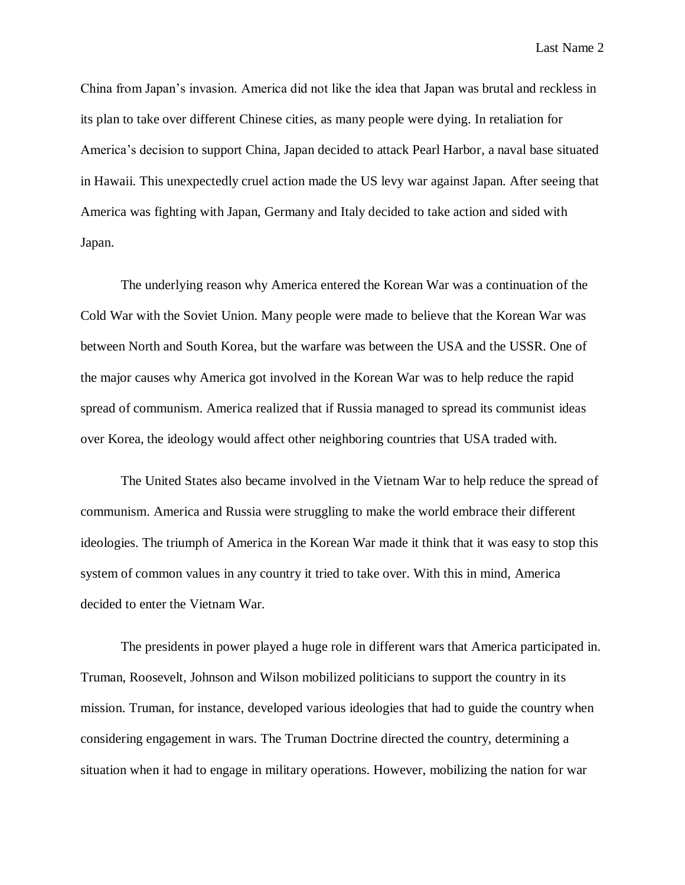China from Japan's invasion. America did not like the idea that Japan was brutal and reckless in its plan to take over different Chinese cities, as many people were dying. In retaliation for America's decision to support China, Japan decided to attack Pearl Harbor, a naval base situated in Hawaii. This unexpectedly cruel action made the US levy war against Japan. After seeing that America was fighting with Japan, Germany and Italy decided to take action and sided with Japan.

The underlying reason why America entered the Korean War was a continuation of the Cold War with the Soviet Union. Many people were made to believe that the Korean War was between North and South Korea, but the warfare was between the USA and the USSR. One of the major causes why America got involved in the Korean War was to help reduce the rapid spread of communism. America realized that if Russia managed to spread its communist ideas over Korea, the ideology would affect other neighboring countries that USA traded with.

The United States also became involved in the Vietnam War to help reduce the spread of communism. America and Russia were struggling to make the world embrace their different ideologies. The triumph of America in the Korean War made it think that it was easy to stop this system of common values in any country it tried to take over. With this in mind, America decided to enter the Vietnam War.

The presidents in power played a huge role in different wars that America participated in. Truman, Roosevelt, Johnson and Wilson mobilized politicians to support the country in its mission. Truman, for instance, developed various ideologies that had to guide the country when considering engagement in wars. The Truman Doctrine directed the country, determining a situation when it had to engage in military operations. However, mobilizing the nation for war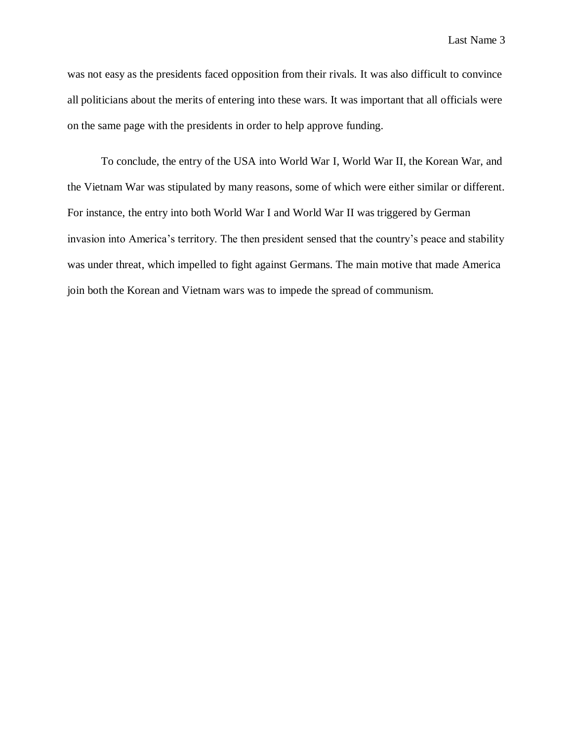was not easy as the presidents faced opposition from their rivals. It was also difficult to convince all politicians about the merits of entering into these wars. It was important that all officials were on the same page with the presidents in order to help approve funding.

To conclude, the entry of the USA into World War I, World War II, the Korean War, and the Vietnam War was stipulated by many reasons, some of which were either similar or different. For instance, the entry into both World War I and World War II was triggered by German invasion into America's territory. The then president sensed that the country's peace and stability was under threat, which impelled to fight against Germans. The main motive that made America join both the Korean and Vietnam wars was to impede the spread of communism.